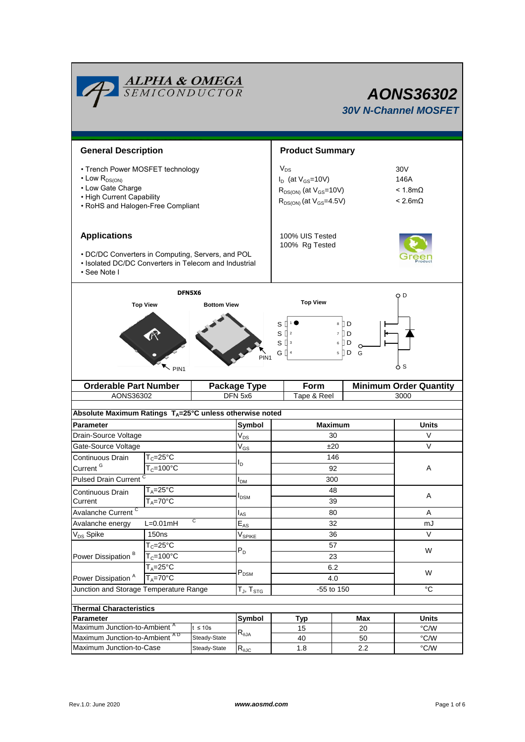# AONS36302

## 30V N-Channel MOSFET

## General Description

- Trench Power MOSFET technology
- Low $R_{DS(ON)}$
- Low Gate Charge
- High Current Capability
- RoHS and Halogen-Free Compliant

## Product Summary

| | |
|---|---|
| $V_{DS}$ | 30V |
| $I_D$ (at $V_{GS}$=10V) | 146A |
| $R_{DS(ON)}$ (at $V_{GS}$=10V) | < 1.8mΩ |
| $R_{DS(ON)}$ (at $V_{GS}$=4.5V) | < 2.6mΩ |

100% UIS Tested
100% Rg Tested

## Applications

- DC/DC Converters in Computing, Servers, and POL
- Isolated DC/DC Converters in Telecom and Industrial
- See Note I

DFN5X6

Top View | Bottom View | Top View

PIN1

S 1, S 2, S 3, G 4 | 8 D, 7 D, 6 D, 5 D

D, G, S

| Orderable Part Number | Package Type | Form | Minimum Order Quantity |
|---|---|---|---|
| AONS36302 | DFN 5x6 | Tape & Reel | 3000 |

**Absolute Maximum Ratings $T_A$=25°C unless otherwise noted**

| Parameter | | Symbol | Maximum | Units |
|---|---|---|---|---|
| Drain-Source Voltage | | $V_{DS}$ | 30 | V |
| Gate-Source Voltage | | $V_{GS}$ | ±20 | V |
| Continuous Drain Current [G] | $T_C$=25°C | $I_D$ | 146 | A |
| | $T_C$=100°C | | 92 | |
| Pulsed Drain Current [C] | | $I_{DM}$ | 300 | |
| Continuous Drain Current | $T_A$=25°C | $I_{DSM}$ | 48 | A |
| | $T_A$=70°C | | 39 | |
| Avalanche Current [C] | | $I_{AS}$ | 80 | A |
| Avalanche energy | L=0.01mH [C] | $E_{AS}$ | 32 | mJ |
| $V_{DS}$ Spike | 150ns | $V_{SPIKE}$ | 36 | V |
| Power Dissipation [B] | $T_C$=25°C | $P_D$ | 57 | W |
| | $T_C$=100°C | | 23 | |
| Power Dissipation [A] | $T_A$=25°C | $P_{DSM}$ | 6.2 | W |
| | $T_A$=70°C | | 4.0 | |
| Junction and Storage Temperature Range | | $T_J$, $T_{STG}$ | -55 to 150 | °C |

**Thermal Characteristics**

| Parameter | | Symbol | Typ | Max | Units |
|---|---|---|---|---|---|
| Maximum Junction-to-Ambient [A] | t ≤ 10s | $R_{\theta JA}$ | 15 | 20 | °C/W |
| Maximum Junction-to-Ambient [A D] | Steady-State | | 40 | 50 | °C/W |
| Maximum Junction-to-Case | Steady-State | $R_{\theta JC}$ | 1.8 | 2.2 | °C/W |

Rev.1.0: June 2020 www.aosmd.com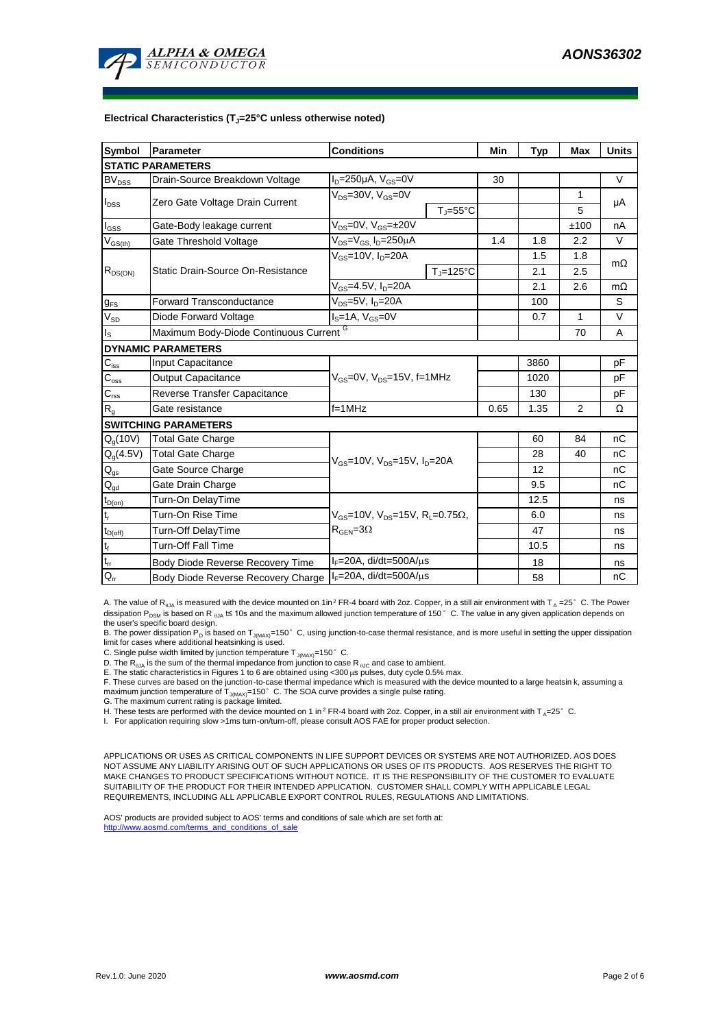**Electrical Characteristics ($T_J$=25°C unless otherwise noted)**

| Symbol | Parameter | Conditions | | Min | Typ | Max | Units |
|---|---|---|---|---|---|---|---|
| **STATIC PARAMETERS** | | | | | | | |
| $BV_{DSS}$ | Drain-Source Breakdown Voltage | $I_D$=250µA, $V_{GS}$=0V | | 30 | | | V |
| $I_{DSS}$ | Zero Gate Voltage Drain Current | $V_{DS}$=30V, $V_{GS}$=0V | | | | 1 | µA |
| | | | $T_J$=55°C | | | 5 | |
| $I_{GSS}$ | Gate-Body leakage current | $V_{DS}$=0V, $V_{GS}$=±20V | | | | ±100 | nA |
| $V_{GS(th)}$ | Gate Threshold Voltage | $V_{DS}$=$V_{GS}$, $I_D$=250µA | | 1.4 | 1.8 | 2.2 | V |
| $R_{DS(ON)}$ | Static Drain-Source On-Resistance | $V_{GS}$=10V, $I_D$=20A | | | 1.5 | 1.8 | mΩ |
| | | | $T_J$=125°C | | 2.1 | 2.5 | |
| | | $V_{GS}$=4.5V, $I_D$=20A | | | 2.1 | 2.6 | mΩ |
| $g_{FS}$ | Forward Transconductance | $V_{DS}$=5V, $I_D$=20A | | | 100 | | S |
| $V_{SD}$ | Diode Forward Voltage | $I_S$=1A, $V_{GS}$=0V | | | 0.7 | 1 | V |
| $I_S$ | Maximum Body-Diode Continuous Current [G] | | | | | 70 | A |
| **DYNAMIC PARAMETERS** | | | | | | | |
| $C_{iss}$ | Input Capacitance | $V_{GS}$=0V, $V_{DS}$=15V, f=1MHz | | | 3860 | | pF |
| $C_{oss}$ | Output Capacitance | | | | 1020 | | pF |
| $C_{rss}$ | Reverse Transfer Capacitance | | | | 130 | | pF |
| $R_g$ | Gate resistance | f=1MHz | | 0.65 | 1.35 | 2 | Ω |
| **SWITCHING PARAMETERS** | | | | | | | |
| $Q_g$(10V) | Total Gate Charge | $V_{GS}$=10V, $V_{DS}$=15V, $I_D$=20A | | | 60 | 84 | nC |
| $Q_g$(4.5V) | Total Gate Charge | | | | 28 | 40 | nC |
| $Q_{gs}$ | Gate Source Charge | | | | 12 | | nC |
| $Q_{gd}$ | Gate Drain Charge | | | | 9.5 | | nC |
| $t_{D(on)}$ | Turn-On DelayTime | $V_{GS}$=10V, $V_{DS}$=15V, $R_L$=0.75Ω, $R_{GEN}$=3Ω | | | 12.5 | | ns |
| $t_r$ | Turn-On Rise Time | | | | 6.0 | | ns |
| $t_{D(off)}$ | Turn-Off DelayTime | | | | 47 | | ns |
| $t_f$ | Turn-Off Fall Time | | | | 10.5 | | ns |
| $t_{rr}$ | Body Diode Reverse Recovery Time | $I_F$=20A, di/dt=500A/µs | | | 18 | | ns |
| $Q_{rr}$ | Body Diode Reverse Recovery Charge | $I_F$=20A, di/dt=500A/µs | | | 58 | | nC |

A. The value of $R_{\theta JA}$ is measured with the device mounted on 1in² FR-4 board with 2oz. Copper, in a still air environment with $T_A$ =25° C. The Power dissipation $P_{DSM}$ is based on R $_{\theta JA}$ t≤ 10s and the maximum allowed junction temperature of 150° C. The value in any given application depends on the user's specific board design.

B. The power dissipation $P_D$ is based on $T_{J(MAX)}$=150° C, using junction-to-case thermal resistance, and is more useful in setting the upper dissipation limit for cases where additional heatsinking is used.

C. Single pulse width limited by junction temperature $T_{J(MAX)}$=150° C.

D. The $R_{\theta JA}$ is the sum of the thermal impedance from junction to case $R_{\theta JC}$ and case to ambient.

E. The static characteristics in Figures 1 to 6 are obtained using <300 µs pulses, duty cycle 0.5% max.

F. These curves are based on the junction-to-case thermal impedance which is measured with the device mounted to a large heatsin k, assuming a maximum junction temperature of $T_{J(MAX)}$=150° C. The SOA curve provides a single pulse rating.

G. The maximum current rating is package limited.

H. These tests are performed with the device mounted on 1 in² FR-4 board with 2oz. Copper, in a still air environment with $T_A$=25° C.

I. For application requiring slow >1ms turn-on/turn-off, please consult AOS FAE for proper product selection.

APPLICATIONS OR USES AS CRITICAL COMPONENTS IN LIFE SUPPORT DEVICES OR SYSTEMS ARE NOT AUTHORIZED. AOS DOES NOT ASSUME ANY LIABILITY ARISING OUT OF SUCH APPLICATIONS OR USES OF ITS PRODUCTS. AOS RESERVES THE RIGHT TO MAKE CHANGES TO PRODUCT SPECIFICATIONS WITHOUT NOTICE. IT IS THE RESPONSIBILITY OF THE CUSTOMER TO EVALUATE SUITABILITY OF THE PRODUCT FOR THEIR INTENDED APPLICATION. CUSTOMER SHALL COMPLY WITH APPLICABLE LEGAL REQUIREMENTS, INCLUDING ALL APPLICABLE EXPORT CONTROL RULES, REGULATIONS AND LIMITATIONS.

AOS' products are provided subject to AOS' terms and conditions of sale which are set forth at:
http://www.aosmd.com/terms_and_conditions_of_sale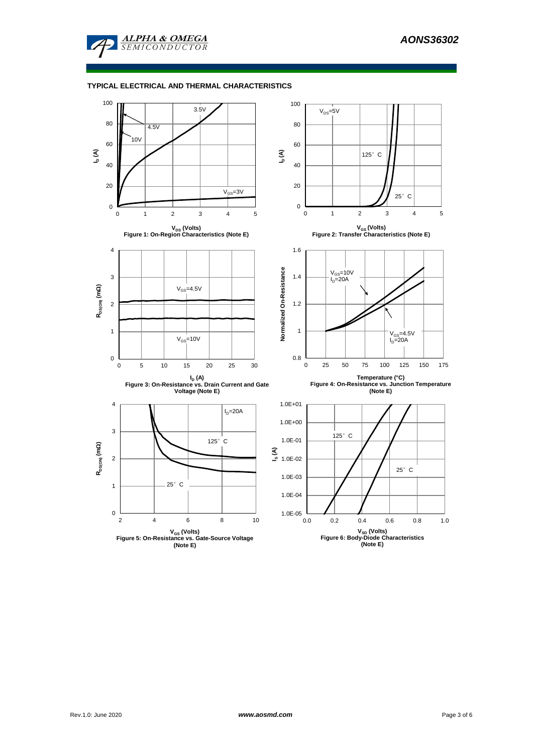## TYPICAL ELECTRICAL AND THERMAL CHARACTERISTICS

Figure 1: On-Region Characteristics (Note E)

Figure 2: Transfer Characteristics (Note E)

Figure 3: On-Resistance vs. Drain Current and Gate Voltage (Note E)

Figure 4: On-Resistance vs. Junction Temperature (Note E)

Figure 5: On-Resistance vs. Gate-Source Voltage (Note E)

Figure 6: Body-Diode Characteristics (Note E)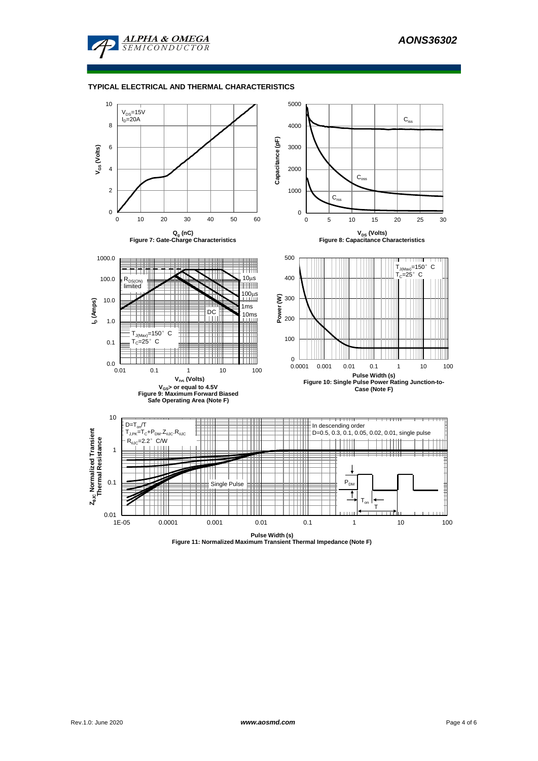## TYPICAL ELECTRICAL AND THERMAL CHARACTERISTICS

$V_{DS}$=15V
$I_D$=20A

**Figure 7: Gate-Charge Characteristics**

**Figure 8: Capacitance Characteristics**

**$V_{GS}$> or equal to 4.5V**
**Figure 9: Maximum Forward Biased Safe Operating Area (Note F)**

**Figure 10: Single Pulse Power Rating Junction-to-Case (Note F)**

D=$T_{on}$/T
$T_{J,PK}$=$T_C$+$P_{DM}$.$Z_{\theta JC}$.$R_{\theta JC}$
$R_{\theta JC}$=2.2°C/W

In descending order
D=0.5, 0.3, 0.1, 0.05, 0.02, 0.01, single pulse

**Figure 11: Normalized Maximum Transient Thermal Impedance (Note F)**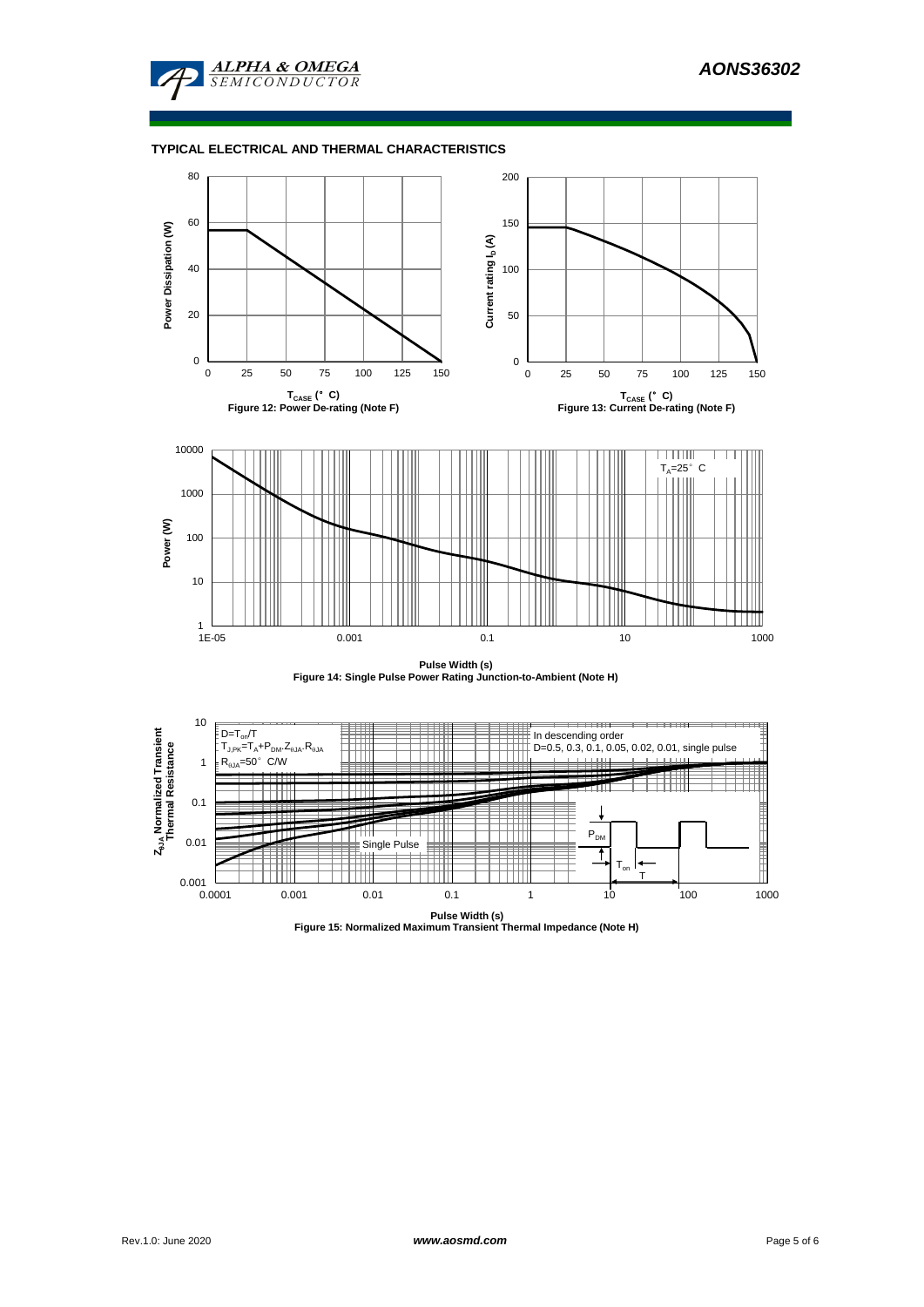## TYPICAL ELECTRICAL AND THERMAL CHARACTERISTICS

Figure 12: Power De-rating (Note F)

Figure 13: Current De-rating (Note F)

Figure 14: Single Pulse Power Rating Junction-to-Ambient (Note H)

Figure 15: Normalized Maximum Transient Thermal Impedance (Note H)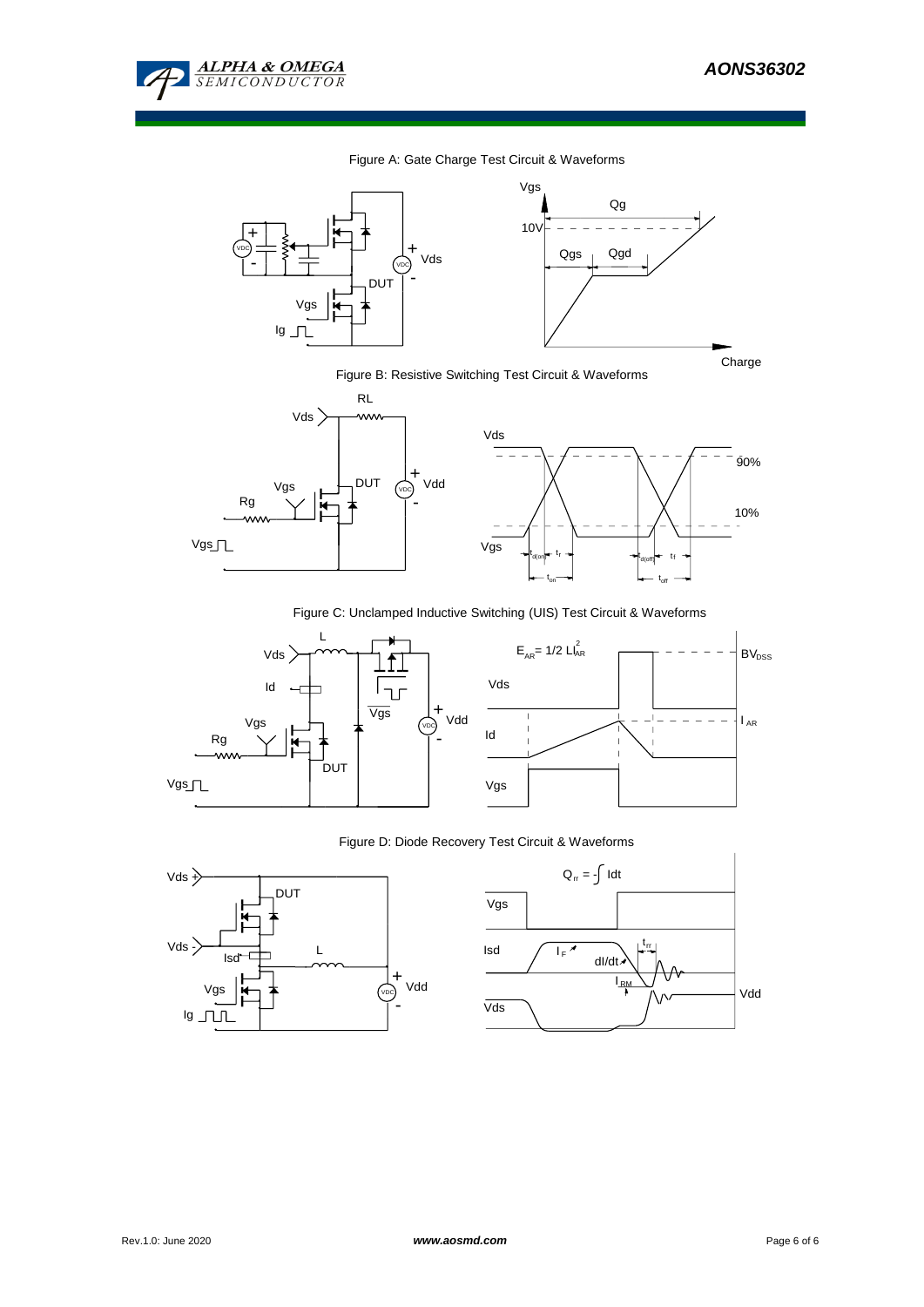Figure A: Gate Charge Test Circuit & Waveforms

Vgs
Qg
10V
Qgs
Qgd
Charge
Vds
DUT
Vgs
Ig

Figure B: Resistive Switching Test Circuit & Waveforms

RL
Vds
DUT
Vdd
Vgs
Rg
Vgs
Vds
90%
10%
Vgs
$t_{d(on)}$
$t_r$
$t_{on}$
$t_{d(off)}$
$t_f$
$t_{off}$

Figure C: Unclamped Inductive Switching (UIS) Test Circuit & Waveforms

L
Vds
Id
Vgs
Rg
Vgs
DUT
Vdd
$E_{AR} = 1/2\ LI_{AR}^2$
$BV_{DSS}$
Vds
Id
$I_{AR}$
Vgs

Figure D: Diode Recovery Test Circuit & Waveforms

Vds +
DUT
Vds -
Isd
L
Vgs
Ig
Vdd
$Q_{rr} = -\int Idt$
Vgs
Isd
$I_F$
dI/dt
$t_{rr}$
$I_{RM}$
Vds
Vdd